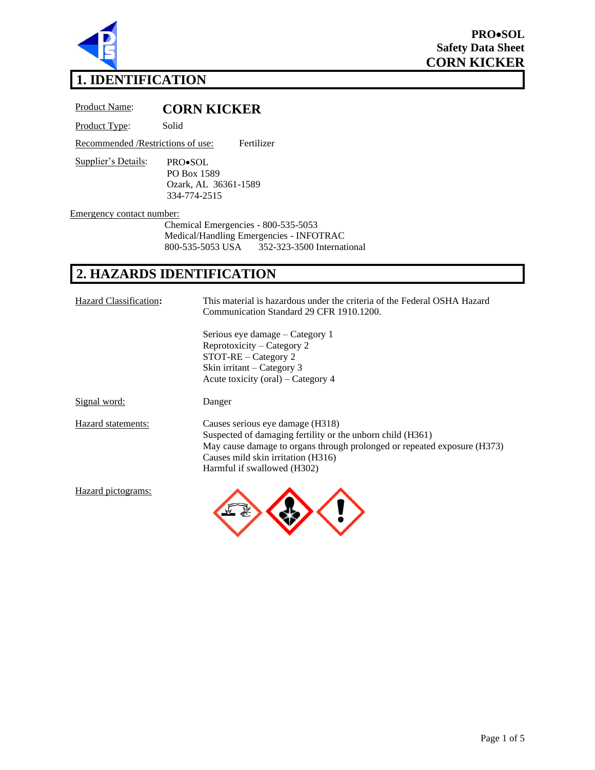# 1. IDENTIFICATION

Product Name: **CORN KICKER**

Product Type: Solid

Recommended /Restrictions of use: Fertilizer

Supplier's Details:
PRO•SOL
PO Box 1589
Ozark, AL 36361-1589
334-774-2515

Emergency contact number:
Chemical Emergencies - 800-535-5053
Medical/Handling Emergencies - INFOTRAC
800-535-5053 USA 352-323-3500 International

# 2. HAZARDS IDENTIFICATION

Hazard Classification**:** This material is hazardous under the criteria of the Federal OSHA Hazard Communication Standard 29 CFR 1910.1200.

Serious eye damage – Category 1
Reprotoxicity – Category 2
STOT-RE – Category 2
Skin irritant – Category 3
Acute toxicity (oral) – Category 4

Signal word: Danger

Hazard statements:
Causes serious eye damage (H318)
Suspected of damaging fertility or the unborn child (H361)
May cause damage to organs through prolonged or repeated exposure (H373)
Causes mild skin irritation (H316)
Harmful if swallowed (H302)

Hazard pictograms: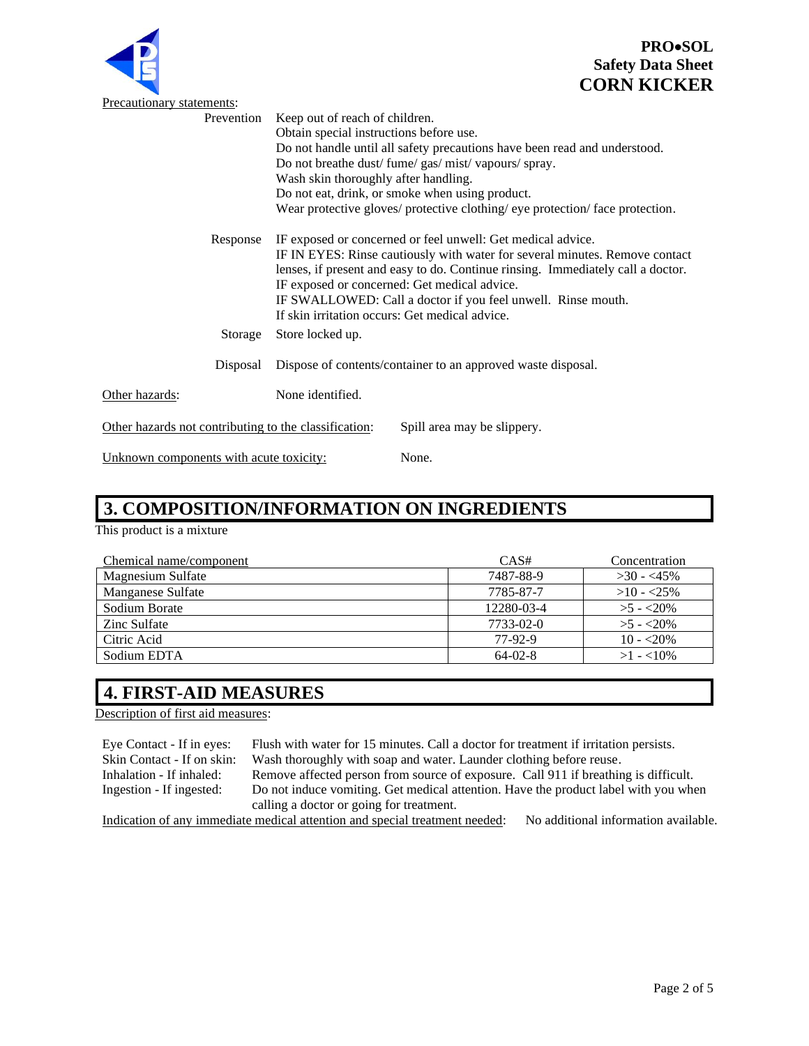Precautionary statements:

Prevention
- Keep out of reach of children.
- Obtain special instructions before use.
- Do not handle until all safety precautions have been read and understood.
- Do not breathe dust/ fume/ gas/ mist/ vapours/ spray.
- Wash skin thoroughly after handling.
- Do not eat, drink, or smoke when using product.
- Wear protective gloves/ protective clothing/ eye protection/ face protection.

Response
- IF exposed or concerned or feel unwell: Get medical advice.
- IF IN EYES: Rinse cautiously with water for several minutes. Remove contact lenses, if present and easy to do. Continue rinsing. Immediately call a doctor.
- IF exposed or concerned: Get medical advice.
- IF SWALLOWED: Call a doctor if you feel unwell. Rinse mouth.
- If skin irritation occurs: Get medical advice.

Storage
- Store locked up.

Disposal
- Dispose of contents/container to an approved waste disposal.

Other hazards: None identified.

Other hazards not contributing to the classification: Spill area may be slippery.

Unknown components with acute toxicity: None.

## 3. COMPOSITION/INFORMATION ON INGREDIENTS

This product is a mixture

| Chemical name/component | CAS# | Concentration |
| --- | --- | --- |
| Magnesium Sulfate | 7487-88-9 | >30 - <45% |
| Manganese Sulfate | 7785-87-7 | >10 - <25% |
| Sodium Borate | 12280-03-4 | >5 - <20% |
| Zinc Sulfate | 7733-02-0 | >5 - <20% |
| Citric Acid | 77-92-9 | 10 - <20% |
| Sodium EDTA | 64-02-8 | >1 - <10% |

## 4. FIRST-AID MEASURES

Description of first aid measures:

| | |
| --- | --- |
| Eye Contact - If in eyes: | Flush with water for 15 minutes. Call a doctor for treatment if irritation persists. |
| Skin Contact - If on skin: | Wash thoroughly with soap and water. Launder clothing before reuse. |
| Inhalation - If inhaled: | Remove affected person from source of exposure. Call 911 if breathing is difficult. |
| Ingestion - If ingested: | Do not induce vomiting. Get medical attention. Have the product label with you when calling a doctor or going for treatment. |

Indication of any immediate medical attention and special treatment needed: No additional information available.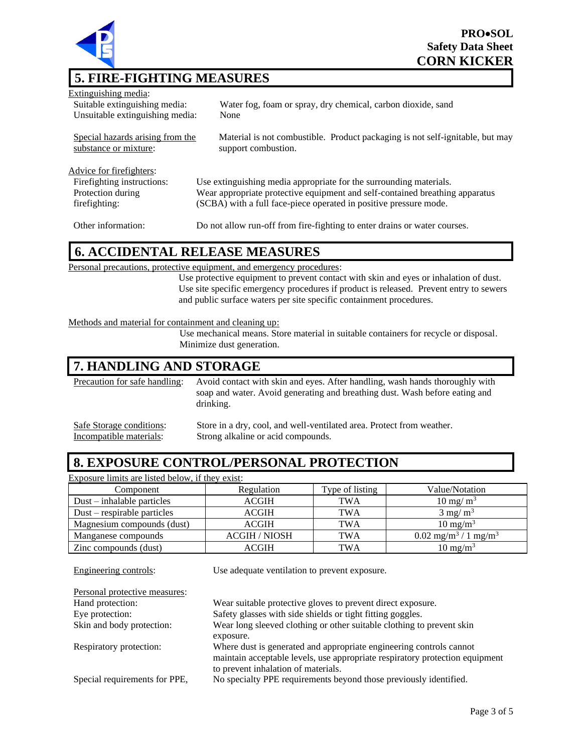## 5. FIRE-FIGHTING MEASURES

Extinguishing media:

Suitable extinguishing media: Water fog, foam or spray, dry chemical, carbon dioxide, sand

Unsuitable extinguishing media: None

Special hazards arising from the substance or mixture: Material is not combustible. Product packaging is not self-ignitable, but may support combustion.

Advice for firefighters:

Firefighting instructions: Use extinguishing media appropriate for the surrounding materials.

Protection during firefighting: Wear appropriate protective equipment and self-contained breathing apparatus (SCBA) with a full face-piece operated in positive pressure mode.

Other information: Do not allow run-off from fire-fighting to enter drains or water courses.

## 6. ACCIDENTAL RELEASE MEASURES

Personal precautions, protective equipment, and emergency procedures:

Use protective equipment to prevent contact with skin and eyes or inhalation of dust. Use site specific emergency procedures if product is released. Prevent entry to sewers and public surface waters per site specific containment procedures.

Methods and material for containment and cleaning up:

Use mechanical means. Store material in suitable containers for recycle or disposal. Minimize dust generation.

## 7. HANDLING AND STORAGE

Precaution for safe handling: Avoid contact with skin and eyes. After handling, wash hands thoroughly with soap and water. Avoid generating and breathing dust. Wash before eating and drinking.

Safe Storage conditions: Store in a dry, cool, and well-ventilated area. Protect from weather.

Incompatible materials: Strong alkaline or acid compounds.

## 8. EXPOSURE CONTROL/PERSONAL PROTECTION

Exposure limits are listed below, if they exist:

| Component | Regulation | Type of listing | Value/Notation |
|---|---|---|---|
| Dust – inhalable particles | ACGIH | TWA | 10 mg/ $m^3$ |
| Dust – respirable particles | ACGIH | TWA | 3 mg/ $m^3$ |
| Magnesium compounds (dust) | ACGIH | TWA | 10 mg/$m^3$ |
| Manganese compounds | ACGIH / NIOSH | TWA | 0.02 mg/$m^3$ / 1 mg/$m^3$ |
| Zinc compounds (dust) | ACGIH | TWA | 10 mg/$m^3$ |

Engineering controls: Use adequate ventilation to prevent exposure.

Personal protective measures:

Hand protection: Wear suitable protective gloves to prevent direct exposure.

Eye protection: Safety glasses with side shields or tight fitting goggles.

Skin and body protection: Wear long sleeved clothing or other suitable clothing to prevent skin exposure.

Respiratory protection: Where dust is generated and appropriate engineering controls cannot maintain acceptable levels, use appropriate respiratory protection equipment to prevent inhalation of materials.

Special requirements for PPE, No specialty PPE requirements beyond those previously identified.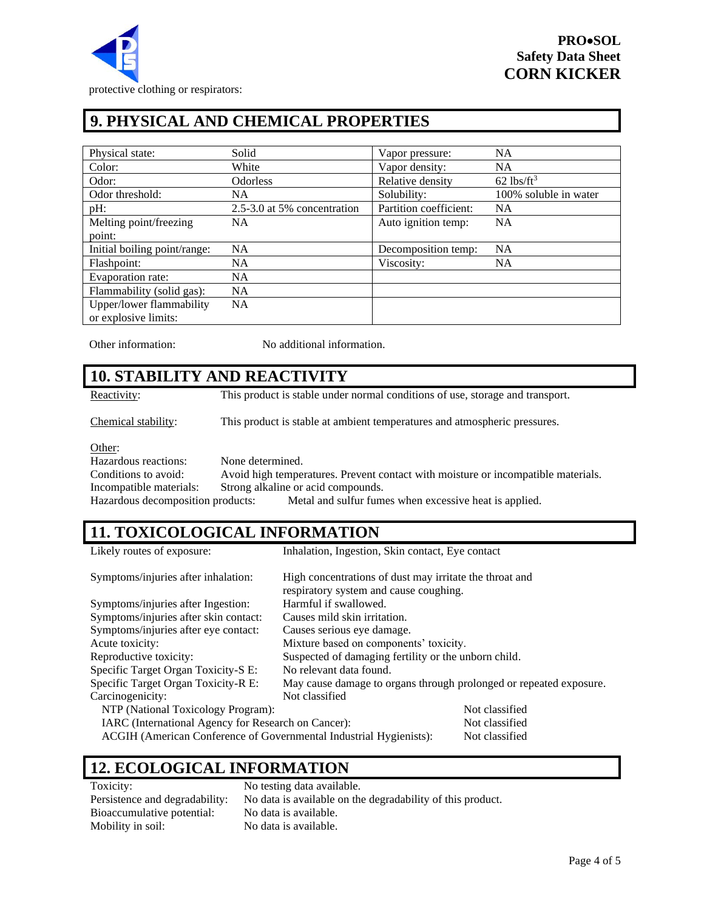protective clothing or respirators:

## 9. PHYSICAL AND CHEMICAL PROPERTIES

| Physical state: | Solid | Vapor pressure: | NA |
|---|---|---|---|
| Color: | White | Vapor density: | NA |
| Odor: | Odorless | Relative density | 62 $lbs/ft^3$ |
| Odor threshold: | NA | Solubility: | 100% soluble in water |
| pH: | 2.5-3.0 at 5% concentration | Partition coefficient: | NA |
| Melting point/freezing point: | NA | Auto ignition temp: | NA |
| Initial boiling point/range: | NA | Decomposition temp: | NA |
| Flashpoint: | NA | Viscosity: | NA |
| Evaporation rate: | NA | | |
| Flammability (solid gas): | NA | | |
| Upper/lower flammability or explosive limits: | NA | | |

Other information: No additional information.

## 10. STABILITY AND REACTIVITY

Reactivity: This product is stable under normal conditions of use, storage and transport.

Chemical stability: This product is stable at ambient temperatures and atmospheric pressures.

Other:
Hazardous reactions: None determined.
Conditions to avoid: Avoid high temperatures. Prevent contact with moisture or incompatible materials.
Incompatible materials: Strong alkaline or acid compounds.
Hazardous decomposition products: Metal and sulfur fumes when excessive heat is applied.

## 11. TOXICOLOGICAL INFORMATION

Likely routes of exposure: Inhalation, Ingestion, Skin contact, Eye contact

Symptoms/injuries after inhalation: High concentrations of dust may irritate the throat and respiratory system and cause coughing.
Symptoms/injuries after Ingestion: Harmful if swallowed.
Symptoms/injuries after skin contact: Causes mild skin irritation.
Symptoms/injuries after eye contact: Causes serious eye damage.
Acute toxicity: Mixture based on components' toxicity.
Reproductive toxicity: Suspected of damaging fertility or the unborn child.
Specific Target Organ Toxicity-S E: No relevant data found.
Specific Target Organ Toxicity-R E: May cause damage to organs through prolonged or repeated exposure.
Carcinogenicity: Not classified
NTP (National Toxicology Program): Not classified
IARC (International Agency for Research on Cancer): Not classified
ACGIH (American Conference of Governmental Industrial Hygienists): Not classified

## 12. ECOLOGICAL INFORMATION

Toxicity: No testing data available.
Persistence and degradability: No data is available on the degradability of this product.
Bioaccumulative potential: No data is available.
Mobility in soil: No data is available.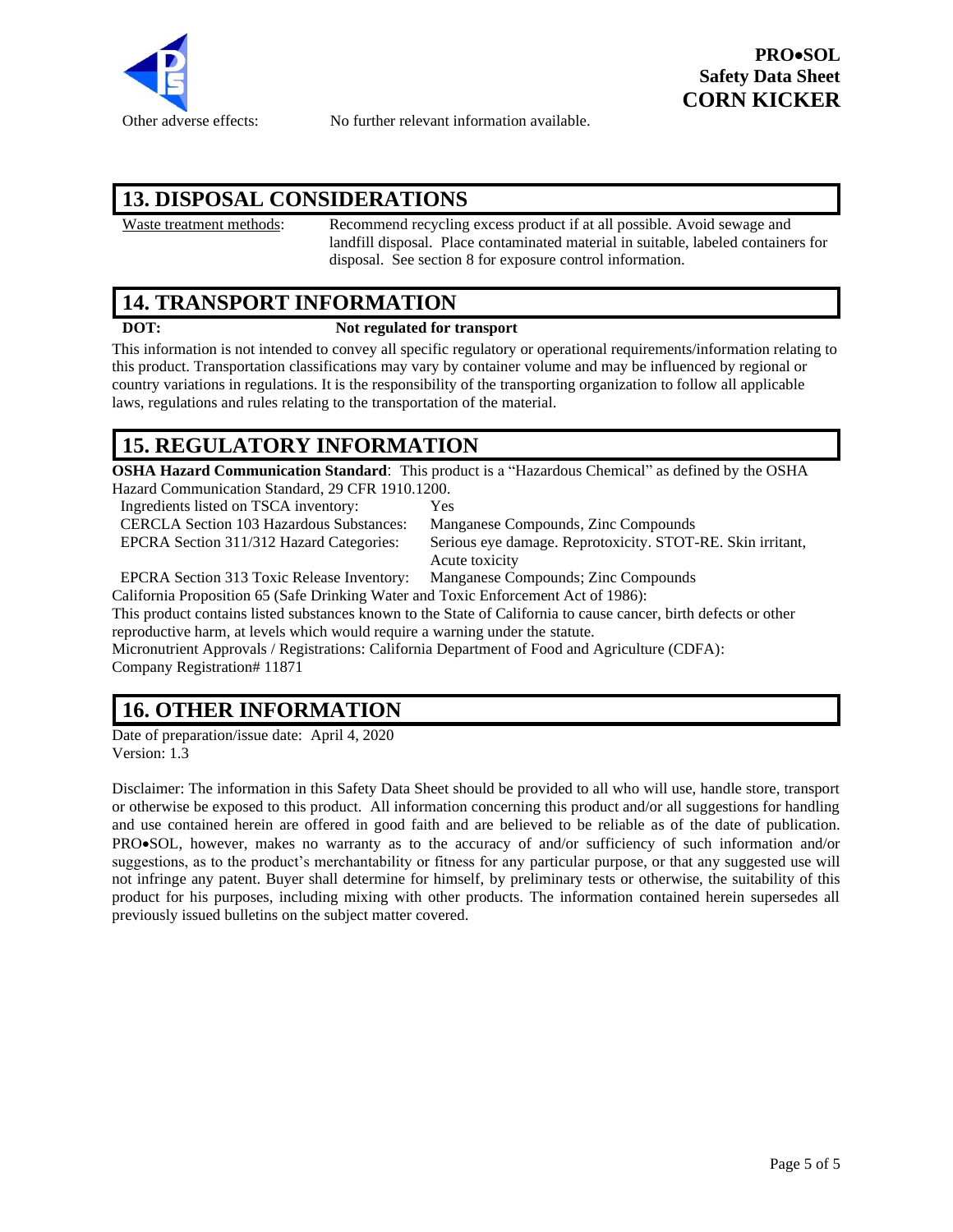Other adverse effects: No further relevant information available.

## 13. DISPOSAL CONSIDERATIONS

Waste treatment methods: Recommend recycling excess product if at all possible. Avoid sewage and landfill disposal. Place contaminated material in suitable, labeled containers for disposal. See section 8 for exposure control information.

## 14. TRANSPORT INFORMATION

**DOT: Not regulated for transport**

This information is not intended to convey all specific regulatory or operational requirements/information relating to this product. Transportation classifications may vary by container volume and may be influenced by regional or country variations in regulations. It is the responsibility of the transporting organization to follow all applicable laws, regulations and rules relating to the transportation of the material.

## 15. REGULATORY INFORMATION

**OSHA Hazard Communication Standard**: This product is a "Hazardous Chemical" as defined by the OSHA Hazard Communication Standard, 29 CFR 1910.1200.

| | |
|---|---|
| Ingredients listed on TSCA inventory: | Yes |
| CERCLA Section 103 Hazardous Substances: | Manganese Compounds, Zinc Compounds |
| EPCRA Section 311/312 Hazard Categories: | Serious eye damage. Reprotoxicity. STOT-RE. Skin irritant, Acute toxicity |
| EPCRA Section 313 Toxic Release Inventory: | Manganese Compounds; Zinc Compounds |

California Proposition 65 (Safe Drinking Water and Toxic Enforcement Act of 1986):
This product contains listed substances known to the State of California to cause cancer, birth defects or other reproductive harm, at levels which would require a warning under the statute.
Micronutrient Approvals / Registrations: California Department of Food and Agriculture (CDFA):
Company Registration# 11871

## 16. OTHER INFORMATION

Date of preparation/issue date: April 4, 2020
Version: 1.3

Disclaimer: The information in this Safety Data Sheet should be provided to all who will use, handle store, transport or otherwise be exposed to this product. All information concerning this product and/or all suggestions for handling and use contained herein are offered in good faith and are believed to be reliable as of the date of publication. PRO•SOL, however, makes no warranty as to the accuracy of and/or sufficiency of such information and/or suggestions, as to the product's merchantability or fitness for any particular purpose, or that any suggested use will not infringe any patent. Buyer shall determine for himself, by preliminary tests or otherwise, the suitability of this product for his purposes, including mixing with other products. The information contained herein supersedes all previously issued bulletins on the subject matter covered.